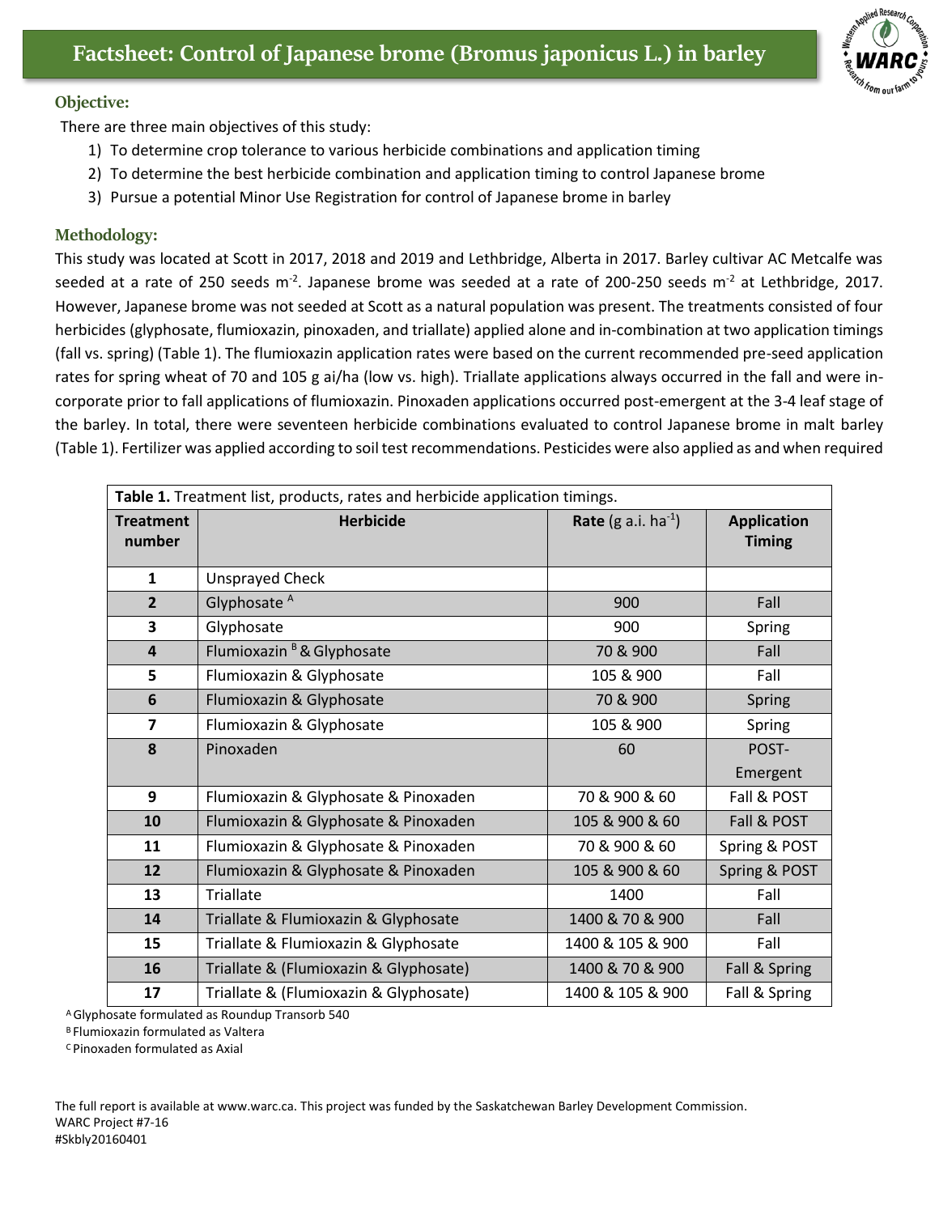# Factsheet: Control of Japanese brome (Bromus japonicus L.) in barley

## Objective:

There are three main objectives of this study:

1) To determine crop tolerance to various herbicide combinations and application timing
2) To determine the best herbicide combination and application timing to control Japanese brome
3) Pursue a potential Minor Use Registration for control of Japanese brome in barley

## Methodology:

This study was located at Scott in 2017, 2018 and 2019 and Lethbridge, Alberta in 2017. Barley cultivar AC Metcalfe was seeded at a rate of 250 seeds $m^{-2}$. Japanese brome was seeded at a rate of 200-250 seeds $m^{-2}$ at Lethbridge, 2017. However, Japanese brome was not seeded at Scott as a natural population was present. The treatments consisted of four herbicides (glyphosate, flumioxazin, pinoxaden, and triallate) applied alone and in-combination at two application timings (fall vs. spring) (Table 1). The flumioxazin application rates were based on the current recommended pre-seed application rates for spring wheat of 70 and 105 g ai/ha (low vs. high). Triallate applications always occurred in the fall and were in-corporate prior to fall applications of flumioxazin. Pinoxaden applications occurred post-emergent at the 3-4 leaf stage of the barley. In total, there were seventeen herbicide combinations evaluated to control Japanese brome in malt barley (Table 1). Fertilizer was applied according to soil test recommendations. Pesticides were also applied as and when required

**Table 1.** Treatment list, products, rates and herbicide application timings.

| Treatment number | Herbicide | Rate (g a.i. $ha^{-1}$) | Application Timing |
|---|---|---|---|
| 1 | Unsprayed Check | | |
| 2 | Glyphosate [A] | 900 | Fall |
| 3 | Glyphosate | 900 | Spring |
| 4 | Flumioxazin [B] & Glyphosate | 70 & 900 | Fall |
| 5 | Flumioxazin & Glyphosate | 105 & 900 | Fall |
| 6 | Flumioxazin & Glyphosate | 70 & 900 | Spring |
| 7 | Flumioxazin & Glyphosate | 105 & 900 | Spring |
| 8 | Pinoxaden | 60 | POST-Emergent |
| 9 | Flumioxazin & Glyphosate & Pinoxaden | 70 & 900 & 60 | Fall & POST |
| 10 | Flumioxazin & Glyphosate & Pinoxaden | 105 & 900 & 60 | Fall & POST |
| 11 | Flumioxazin & Glyphosate & Pinoxaden | 70 & 900 & 60 | Spring & POST |
| 12 | Flumioxazin & Glyphosate & Pinoxaden | 105 & 900 & 60 | Spring & POST |
| 13 | Triallate | 1400 | Fall |
| 14 | Triallate & Flumioxazin & Glyphosate | 1400 & 70 & 900 | Fall |
| 15 | Triallate & Flumioxazin & Glyphosate | 1400 & 105 & 900 | Fall |
| 16 | Triallate & (Flumioxazin & Glyphosate) | 1400 & 70 & 900 | Fall & Spring |
| 17 | Triallate & (Flumioxazin & Glyphosate) | 1400 & 105 & 900 | Fall & Spring |

[A] Glyphosate formulated as Roundup Transorb 540
[B] Flumioxazin formulated as Valtera
[C] Pinoxaden formulated as Axial

The full report is available at www.warc.ca. This project was funded by the Saskatchewan Barley Development Commission.
WARC Project #7-16
#Skbly20160401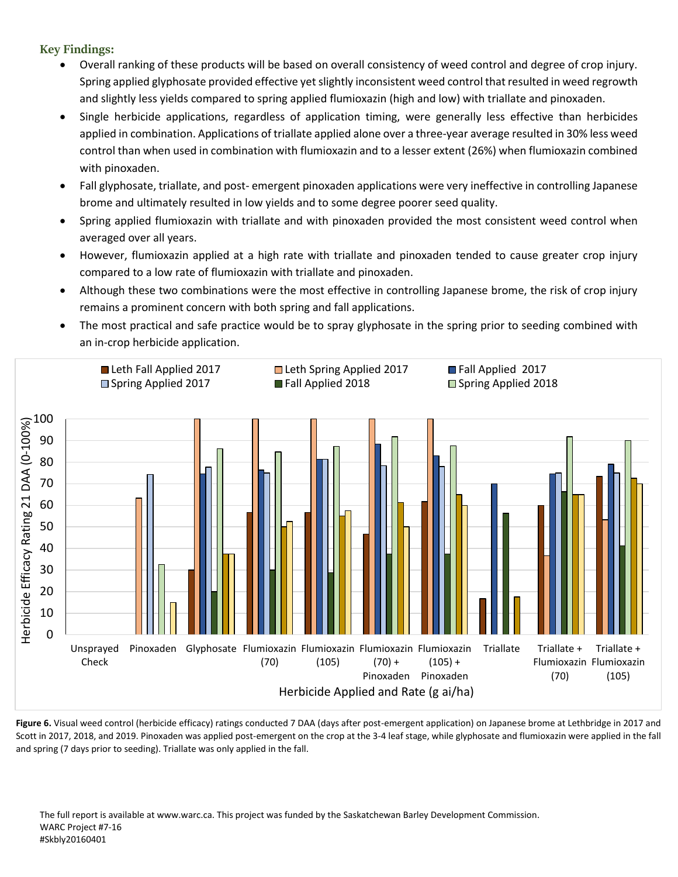### Key Findings:

- Overall ranking of these products will be based on overall consistency of weed control and degree of crop injury. Spring applied glyphosate provided effective yet slightly inconsistent weed control that resulted in weed regrowth and slightly less yields compared to spring applied flumioxazin (high and low) with triallate and pinoxaden.
- Single herbicide applications, regardless of application timing, were generally less effective than herbicides applied in combination. Applications of triallate applied alone over a three-year average resulted in 30% less weed control than when used in combination with flumioxazin and to a lesser extent (26%) when flumioxazin combined with pinoxaden.
- Fall glyphosate, triallate, and post- emergent pinoxaden applications were very ineffective in controlling Japanese brome and ultimately resulted in low yields and to some degree poorer seed quality.
- Spring applied flumioxazin with triallate and with pinoxaden provided the most consistent weed control when averaged over all years.
- However, flumioxazin applied at a high rate with triallate and pinoxaden tended to cause greater crop injury compared to a low rate of flumioxazin with triallate and pinoxaden.
- Although these two combinations were the most effective in controlling Japanese brome, the risk of crop injury remains a prominent concern with both spring and fall applications.
- The most practical and safe practice would be to spray glyphosate in the spring prior to seeding combined with an in-crop herbicide application.

Leth Fall Applied 2017
Leth Spring Applied 2017
Fall Applied 2017
Spring Applied 2017
Fall Applied 2018
Spring Applied 2018

Herbicide Efficacy Rating 21 DAA (0-100%)
0
10
20
30
40
50
60
70
80
90
100

Unsprayed Check
Pinoxaden
Glyphosate
Flumioxazin (70)
Flumioxazin (105)
Flumioxazin (70) + Pinoxaden
Flumioxazin (105) + Pinoxaden
Triallate
Triallate + Flumioxazin (70)
Triallate + Flumioxazin (105)

Herbicide Applied and Rate (g ai/ha)

**Figure 6.** Visual weed control (herbicide efficacy) ratings conducted 7 DAA (days after post-emergent application) on Japanese brome at Lethbridge in 2017 and Scott in 2017, 2018, and 2019. Pinoxaden was applied post-emergent on the crop at the 3-4 leaf stage, while glyphosate and flumioxazin were applied in the fall and spring (7 days prior to seeding). Triallate was only applied in the fall.

The full report is available at www.warc.ca. This project was funded by the Saskatchewan Barley Development Commission.
WARC Project #7-16
#Skbly20160401